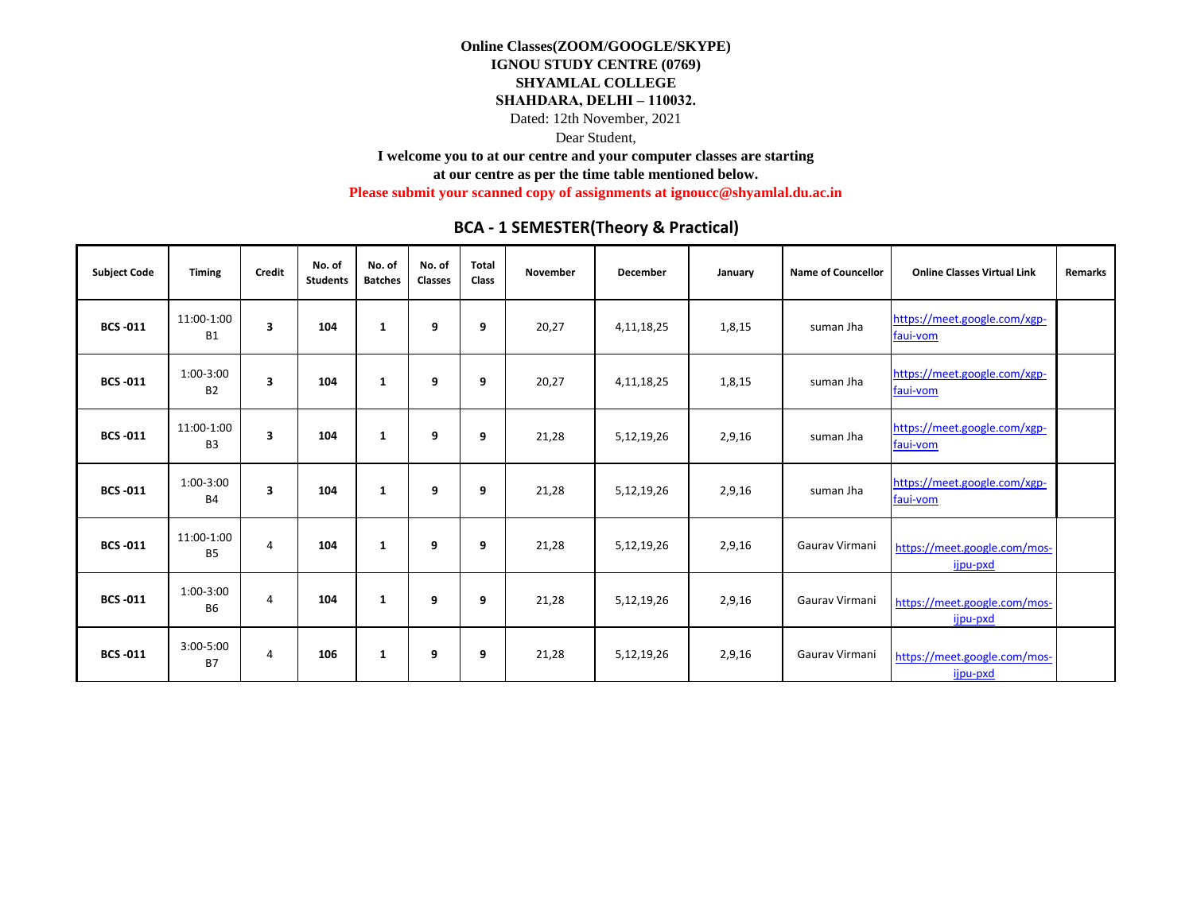**Online Classes(ZOOM/GOOGLE/SKYPE)**
**IGNOU STUDY CENTRE (0769)**
**SHYAMLAL COLLEGE**
**SHAHDARA, DELHI – 110032.**

Dated: 12th November, 2021

Dear Student,

**I welcome you to at our centre and your computer classes are starting at our centre as per the time table mentioned below.**

**Please submit your scanned copy of assignments at ignoucc@shyamlal.du.ac.in**

## BCA - 1 SEMESTER(Theory & Practical)

| Subject Code | Timing | Credit | No. of Students | No. of Batches | No. of Classes | Total Class | November | December | January | Name of Councellor | Online Classes Virtual Link | Remarks |
|---|---|---|---|---|---|---|---|---|---|---|---|---|
| **BCS -011** | 11:00-1:00 B1 | **3** | **104** | **1** | **9** | **9** | 20,27 | 4,11,18,25 | 1,8,15 | suman Jha | https://meet.google.com/xgp-faui-vom | |
| **BCS -011** | 1:00-3:00 B2 | **3** | **104** | **1** | **9** | **9** | 20,27 | 4,11,18,25 | 1,8,15 | suman Jha | https://meet.google.com/xgp-faui-vom | |
| **BCS -011** | 11:00-1:00 B3 | **3** | **104** | **1** | **9** | **9** | 21,28 | 5,12,19,26 | 2,9,16 | suman Jha | https://meet.google.com/xgp-faui-vom | |
| **BCS -011** | 1:00-3:00 B4 | **3** | **104** | **1** | **9** | **9** | 21,28 | 5,12,19,26 | 2,9,16 | suman Jha | https://meet.google.com/xgp-faui-vom | |
| **BCS -011** | 11:00-1:00 B5 | 4 | **104** | **1** | **9** | **9** | 21,28 | 5,12,19,26 | 2,9,16 | Gaurav Virmani | https://meet.google.com/mos-ijpu-pxd | |
| **BCS -011** | 1:00-3:00 B6 | 4 | **104** | **1** | **9** | **9** | 21,28 | 5,12,19,26 | 2,9,16 | Gaurav Virmani | https://meet.google.com/mos-ijpu-pxd | |
| **BCS -011** | 3:00-5:00 B7 | 4 | **106** | **1** | **9** | **9** | 21,28 | 5,12,19,26 | 2,9,16 | Gaurav Virmani | https://meet.google.com/mos-ijpu-pxd | |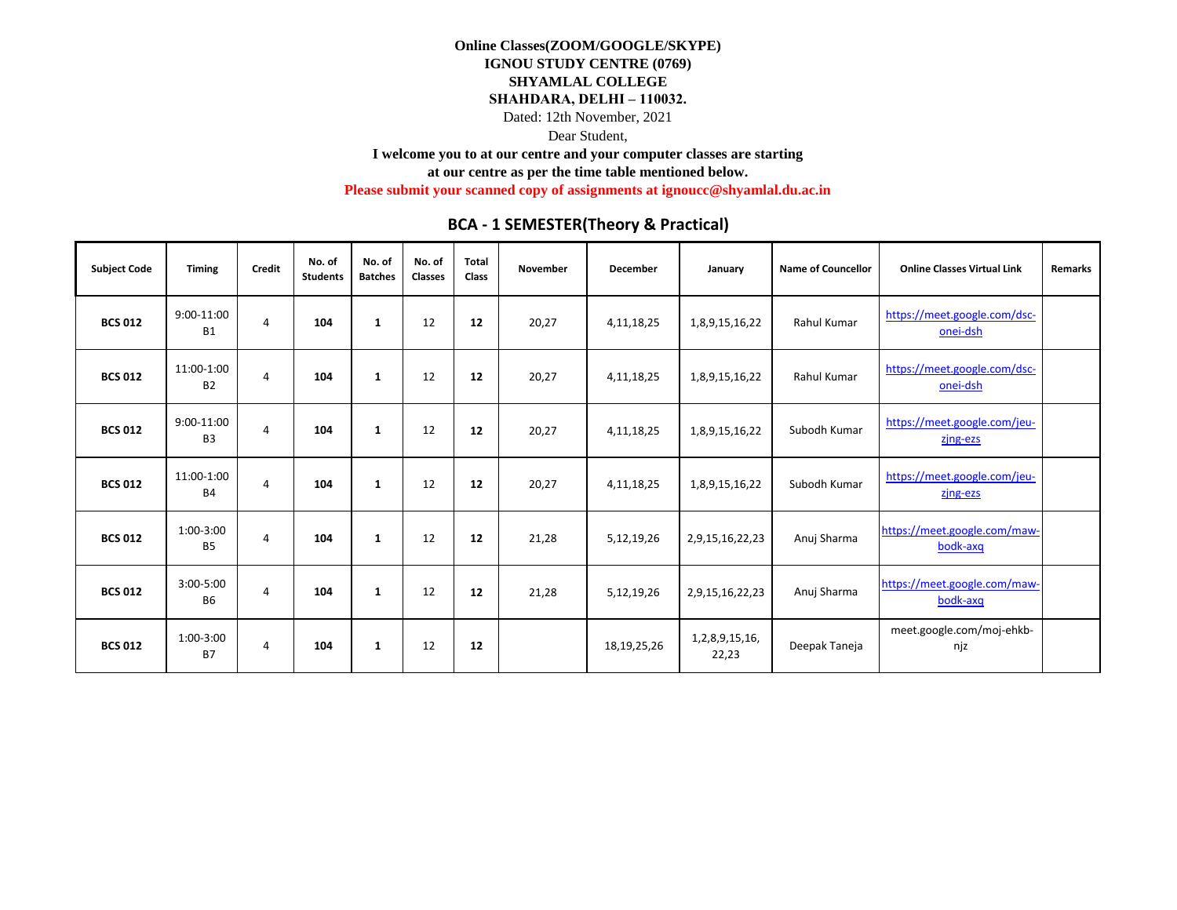**Online Classes(ZOOM/GOOGLE/SKYPE)**
**IGNOU STUDY CENTRE (0769)**
**SHYAMLAL COLLEGE**
**SHAHDARA, DELHI – 110032.**

Dated: 12th November, 2021

Dear Student,

**I welcome you to at our centre and your computer classes are starting at our centre as per the time table mentioned below.**

**Please submit your scanned copy of assignments at ignoucc@shyamlal.du.ac.in**

## BCA - 1 SEMESTER(Theory & Practical)

| Subject Code | Timing | Credit | No. of Students | No. of Batches | No. of Classes | Total Class | November | December | January | Name of Councellor | Online Classes Virtual Link | Remarks |
|---|---|---|---|---|---|---|---|---|---|---|---|---|
| **BCS 012** | 9:00-11:00 B1 | 4 | **104** | **1** | 12 | **12** | 20,27 | 4,11,18,25 | 1,8,9,15,16,22 | Rahul Kumar | https://meet.google.com/dsc-onei-dsh | |
| **BCS 012** | 11:00-1:00 B2 | 4 | **104** | **1** | 12 | **12** | 20,27 | 4,11,18,25 | 1,8,9,15,16,22 | Rahul Kumar | https://meet.google.com/dsc-onei-dsh | |
| **BCS 012** | 9:00-11:00 B3 | 4 | **104** | **1** | 12 | **12** | 20,27 | 4,11,18,25 | 1,8,9,15,16,22 | Subodh Kumar | https://meet.google.com/jeu-zjng-ezs | |
| **BCS 012** | 11:00-1:00 B4 | 4 | **104** | **1** | 12 | **12** | 20,27 | 4,11,18,25 | 1,8,9,15,16,22 | Subodh Kumar | https://meet.google.com/jeu-zjng-ezs | |
| **BCS 012** | 1:00-3:00 B5 | 4 | **104** | **1** | 12 | **12** | 21,28 | 5,12,19,26 | 2,9,15,16,22,23 | Anuj Sharma | https://meet.google.com/maw-bodk-axq | |
| **BCS 012** | 3:00-5:00 B6 | 4 | **104** | **1** | 12 | **12** | 21,28 | 5,12,19,26 | 2,9,15,16,22,23 | Anuj Sharma | https://meet.google.com/maw-bodk-axq | |
| **BCS 012** | 1:00-3:00 B7 | 4 | **104** | **1** | 12 | **12** | | 18,19,25,26 | 1,2,8,9,15,16, 22,23 | Deepak Taneja | meet.google.com/moj-ehkb-njz | |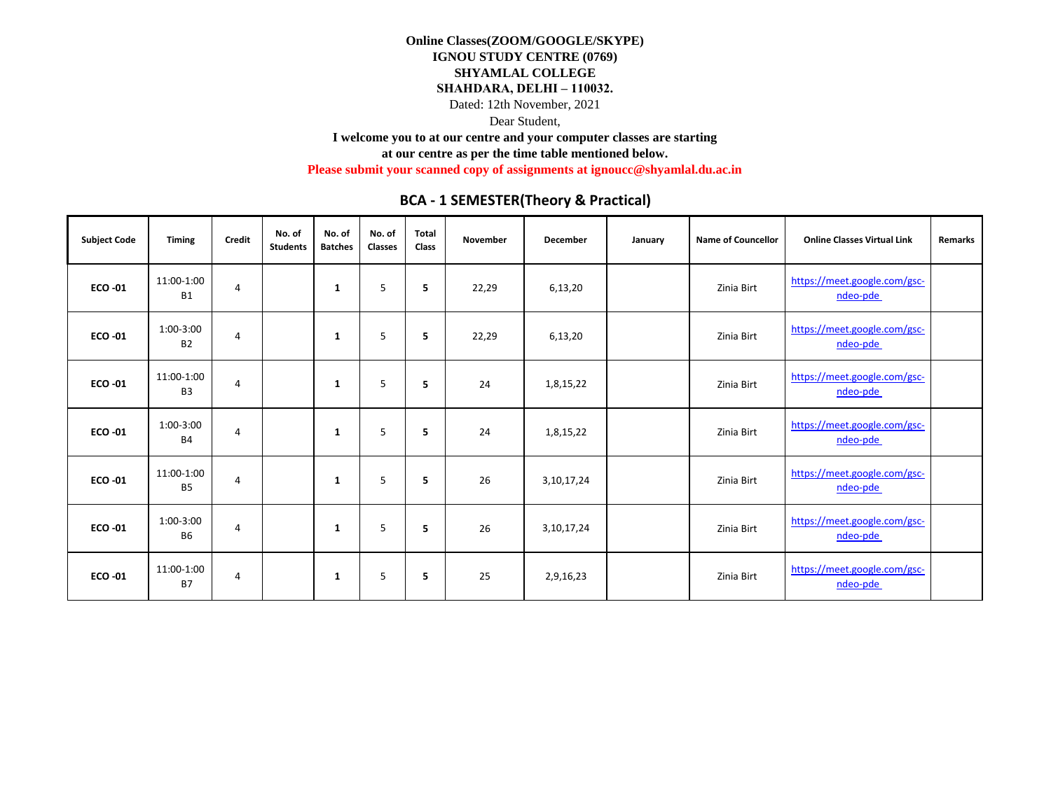**Online Classes(ZOOM/GOOGLE/SKYPE)**
**IGNOU STUDY CENTRE (0769)**
**SHYAMLAL COLLEGE**
**SHAHDARA, DELHI – 110032.**

Dated: 12th November, 2021

Dear Student,

**I welcome you to at our centre and your computer classes are starting at our centre as per the time table mentioned below.**

**Please submit your scanned copy of assignments at ignoucc@shyamlal.du.ac.in**

## BCA - 1 SEMESTER(Theory & Practical)

| Subject Code | Timing | Credit | No. of Students | No. of Batches | No. of Classes | Total Class | November | December | January | Name of Councellor | Online Classes Virtual Link | Remarks |
|---|---|---|---|---|---|---|---|---|---|---|---|---|
| **ECO -01** | 11:00-1:00 B1 | 4 | | **1** | 5 | **5** | 22,29 | 6,13,20 | | Zinia Birt | https://meet.google.com/gsc-ndeo-pde | |
| **ECO -01** | 1:00-3:00 B2 | 4 | | **1** | 5 | **5** | 22,29 | 6,13,20 | | Zinia Birt | https://meet.google.com/gsc-ndeo-pde | |
| **ECO -01** | 11:00-1:00 B3 | 4 | | **1** | 5 | **5** | 24 | 1,8,15,22 | | Zinia Birt | https://meet.google.com/gsc-ndeo-pde | |
| **ECO -01** | 1:00-3:00 B4 | 4 | | **1** | 5 | **5** | 24 | 1,8,15,22 | | Zinia Birt | https://meet.google.com/gsc-ndeo-pde | |
| **ECO -01** | 11:00-1:00 B5 | 4 | | **1** | 5 | **5** | 26 | 3,10,17,24 | | Zinia Birt | https://meet.google.com/gsc-ndeo-pde | |
| **ECO -01** | 1:00-3:00 B6 | 4 | | **1** | 5 | **5** | 26 | 3,10,17,24 | | Zinia Birt | https://meet.google.com/gsc-ndeo-pde | |
| **ECO -01** | 11:00-1:00 B7 | 4 | | **1** | 5 | **5** | 25 | 2,9,16,23 | | Zinia Birt | https://meet.google.com/gsc-ndeo-pde | |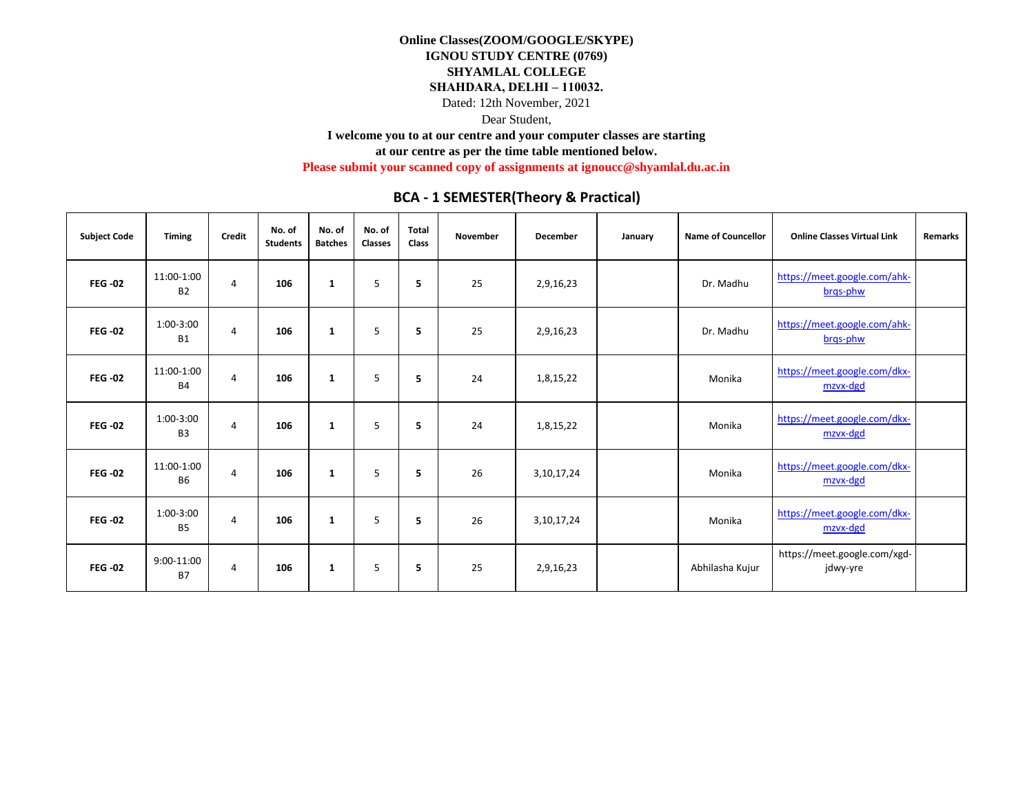**Online Classes(ZOOM/GOOGLE/SKYPE)**
**IGNOU STUDY CENTRE (0769)**
**SHYAMLAL COLLEGE**
**SHAHDARA, DELHI – 110032.**

Dated: 12th November, 2021

Dear Student,

**I welcome you to at our centre and your computer classes are starting at our centre as per the time table mentioned below.**

**Please submit your scanned copy of assignments at ignoucc@shyamlal.du.ac.in**

## BCA - 1 SEMESTER(Theory & Practical)

| Subject Code | Timing | Credit | No. of Students | No. of Batches | No. of Classes | Total Class | November | December | January | Name of Councellor | Online Classes Virtual Link | Remarks |
|---|---|---|---|---|---|---|---|---|---|---|---|---|
| **FEG -02** | 11:00-1:00 B2 | 4 | **106** | **1** | 5 | **5** | 25 | 2,9,16,23 | | Dr. Madhu | https://meet.google.com/ahk-brqs-phw | |
| **FEG -02** | 1:00-3:00 B1 | 4 | **106** | **1** | 5 | **5** | 25 | 2,9,16,23 | | Dr. Madhu | https://meet.google.com/ahk-brqs-phw | |
| **FEG -02** | 11:00-1:00 B4 | 4 | **106** | **1** | 5 | **5** | 24 | 1,8,15,22 | | Monika | https://meet.google.com/dkx-mzvx-dgd | |
| **FEG -02** | 1:00-3:00 B3 | 4 | **106** | **1** | 5 | **5** | 24 | 1,8,15,22 | | Monika | https://meet.google.com/dkx-mzvx-dgd | |
| **FEG -02** | 11:00-1:00 B6 | 4 | **106** | **1** | 5 | **5** | 26 | 3,10,17,24 | | Monika | https://meet.google.com/dkx-mzvx-dgd | |
| **FEG -02** | 1:00-3:00 B5 | 4 | **106** | **1** | 5 | **5** | 26 | 3,10,17,24 | | Monika | https://meet.google.com/dkx-mzvx-dgd | |
| **FEG -02** | 9:00-11:00 B7 | 4 | **106** | **1** | 5 | **5** | 25 | 2,9,16,23 | | Abhilasha Kujur | https://meet.google.com/xgd-jdwy-yre | |